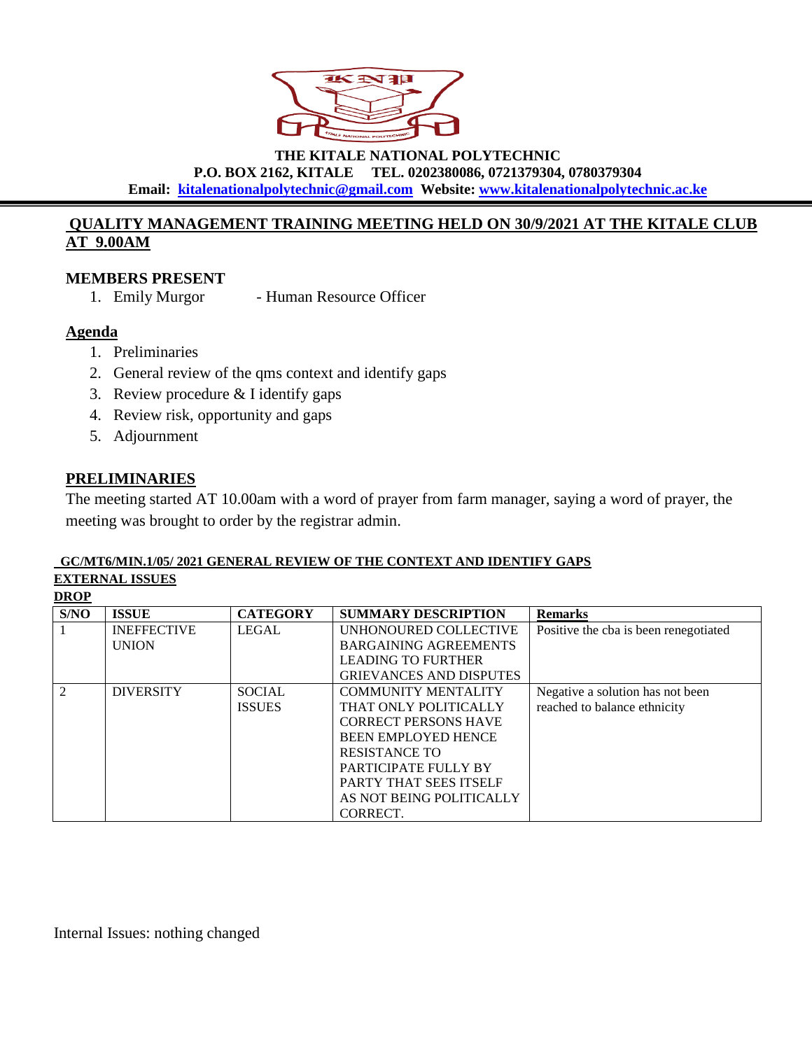**THE KITALE NATIONAL POLYTECHNIC**
**P.O. BOX 2162, KITALE TEL. 0202380086, 0721379304, 0780379304**
**Email: kitalenationalpolytechnic@gmail.com Website: www.kitalenationalpolytechnic.ac.ke**

## QUALITY MANAGEMENT TRAINING MEETING HELD ON 30/9/2021 AT THE KITALE CLUB AT 9.00AM

### MEMBERS PRESENT

1. Emily Murgor - Human Resource Officer

### Agenda

1. Preliminaries
2. General review of the qms context and identify gaps
3. Review procedure & I identify gaps
4. Review risk, opportunity and gaps
5. Adjournment

### PRELIMINARIES

The meeting started AT 10.00am with a word of prayer from farm manager, saying a word of prayer, the meeting was brought to order by the registrar admin.

**GC/MT6/MIN.1/05/ 2021 GENERAL REVIEW OF THE CONTEXT AND IDENTIFY GAPS**

**EXTERNAL ISSUES**

**DROP**

| S/NO | ISSUE | CATEGORY | SUMMARY DESCRIPTION | Remarks |
|---|---|---|---|---|
| 1 | INEFFECTIVE UNION | LEGAL | UNHONOURED COLLECTIVE BARGAINING AGREEMENTS LEADING TO FURTHER GRIEVANCES AND DISPUTES | Positive the cba is been renegotiated |
| 2 | DIVERSITY | SOCIAL ISSUES | COMMUNITY MENTALITY THAT ONLY POLITICALLY CORRECT PERSONS HAVE BEEN EMPLOYED HENCE RESISTANCE TO PARTICIPATE FULLY BY PARTY THAT SEES ITSELF AS NOT BEING POLITICALLY CORRECT. | Negative a solution has not been reached to balance ethnicity |

Internal Issues: nothing changed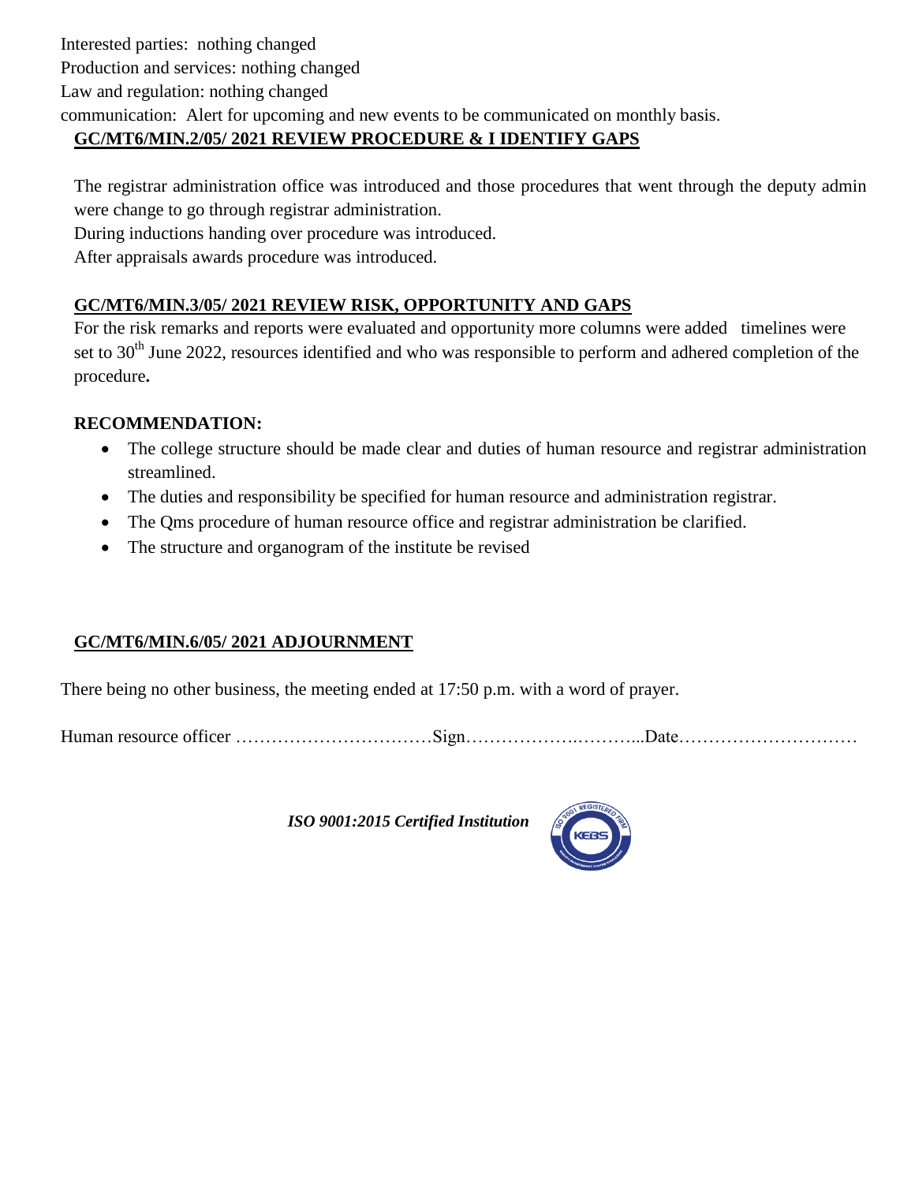Interested parties: nothing changed
Production and services: nothing changed
Law and regulation: nothing changed
communication: Alert for upcoming and new events to be communicated on monthly basis.

**GC/MT6/MIN.2/05/ 2021 REVIEW PROCEDURE & I IDENTIFY GAPS**

The registrar administration office was introduced and those procedures that went through the deputy admin were change to go through registrar administration.
During inductions handing over procedure was introduced.
After appraisals awards procedure was introduced.

**GC/MT6/MIN.3/05/ 2021 REVIEW RISK, OPPORTUNITY AND GAPS**

For the risk remarks and reports were evaluated and opportunity more columns were added timelines were set to 30th June 2022, resources identified and who was responsible to perform and adhered completion of the procedure**.**

**RECOMMENDATION:**

- The college structure should be made clear and duties of human resource and registrar administration streamlined.
- The duties and responsibility be specified for human resource and administration registrar.
- The Qms procedure of human resource office and registrar administration be clarified.
- The structure and organogram of the institute be revised

**GC/MT6/MIN.6/05/ 2021 ADJOURNMENT**

There being no other business, the meeting ended at 17:50 p.m. with a word of prayer.

Human resource officer ……………………………Sign……………….………...Date…………………………

***ISO 9001:2015 Certified Institution***